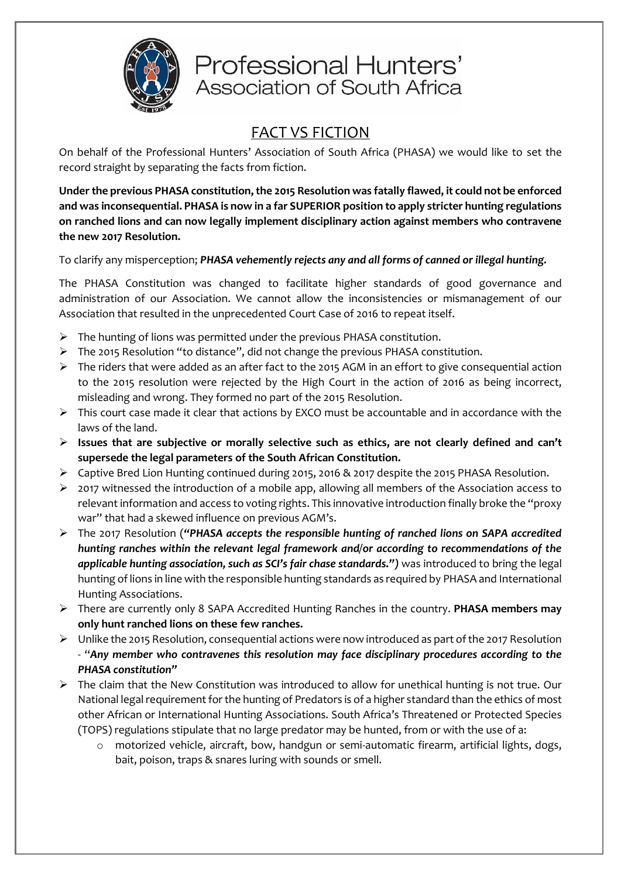Professional Hunters' Association of South Africa

# FACT VS FICTION

On behalf of the Professional Hunters' Association of South Africa (PHASA) we would like to set the record straight by separating the facts from fiction.

**Under the previous PHASA constitution, the 2015 Resolution was fatally flawed, it could not be enforced and was inconsequential. PHASA is now in a far SUPERIOR position to apply stricter hunting regulations on ranched lions and can now legally implement disciplinary action against members who contravene the new 2017 Resolution.**

To clarify any misperception; ***PHASA vehemently rejects any and all forms of canned or illegal hunting.***

The PHASA Constitution was changed to facilitate higher standards of good governance and administration of our Association. We cannot allow the inconsistencies or mismanagement of our Association that resulted in the unprecedented Court Case of 2016 to repeat itself.

- The hunting of lions was permitted under the previous PHASA constitution.
- The 2015 Resolution "to distance", did not change the previous PHASA constitution.
- The riders that were added as an after fact to the 2015 AGM in an effort to give consequential action to the 2015 resolution were rejected by the High Court in the action of 2016 as being incorrect, misleading and wrong. They formed no part of the 2015 Resolution.
- This court case made it clear that actions by EXCO must be accountable and in accordance with the laws of the land.
- **Issues that are subjective or morally selective such as ethics, are not clearly defined and can't supersede the legal parameters of the South African Constitution.**
- Captive Bred Lion Hunting continued during 2015, 2016 & 2017 despite the 2015 PHASA Resolution.
- 2017 witnessed the introduction of a mobile app, allowing all members of the Association access to relevant information and access to voting rights. This innovative introduction finally broke the "proxy war" that had a skewed influence on previous AGM's.
- The 2017 Resolution (***"PHASA accepts the responsible hunting of ranched lions on SAPA accredited hunting ranches within the relevant legal framework and/or according to recommendations of the applicable hunting association, such as SCI's fair chase standards.")*** was introduced to bring the legal hunting of lions in line with the responsible hunting standards as required by PHASA and International Hunting Associations.
- There are currently only 8 SAPA Accredited Hunting Ranches in the country. **PHASA members may only hunt ranched lions on these few ranches.**
- Unlike the 2015 Resolution, consequential actions were now introduced as part of the 2017 Resolution - "***Any member who contravenes this resolution may face disciplinary procedures according to the PHASA constitution"***
- The claim that the New Constitution was introduced to allow for unethical hunting is not true. Our National legal requirement for the hunting of Predators is of a higher standard than the ethics of most other African or International Hunting Associations. South Africa's Threatened or Protected Species (TOPS) regulations stipulate that no large predator may be hunted, from or with the use of a:
  - motorized vehicle, aircraft, bow, handgun or semi-automatic firearm, artificial lights, dogs, bait, poison, traps & snares luring with sounds or smell.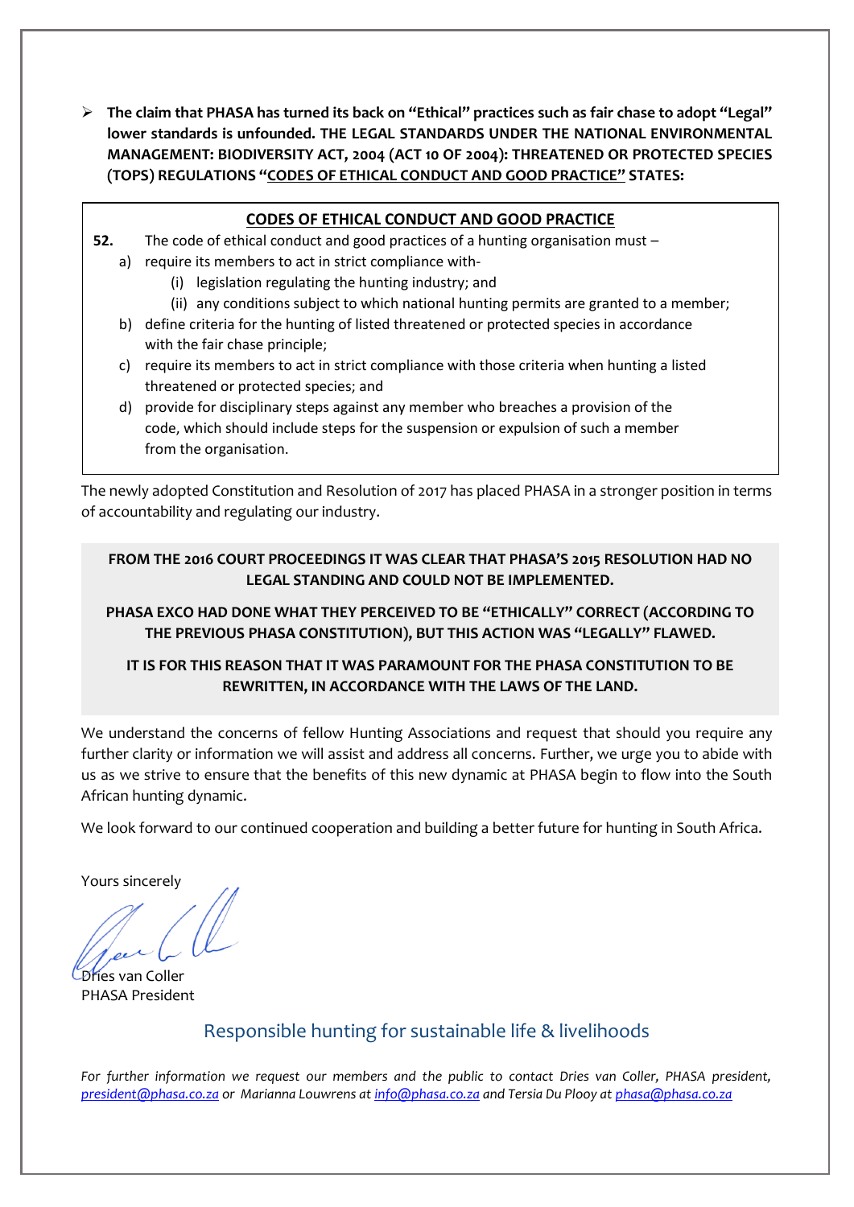- **The claim that PHASA has turned its back on "Ethical" practices such as fair chase to adopt "Legal" lower standards is unfounded. THE LEGAL STANDARDS UNDER THE NATIONAL ENVIRONMENTAL MANAGEMENT: BIODIVERSITY ACT, 2004 (ACT 10 OF 2004): THREATENED OR PROTECTED SPECIES (TOPS) REGULATIONS "CODES OF ETHICAL CONDUCT AND GOOD PRACTICE" STATES:**

> **CODES OF ETHICAL CONDUCT AND GOOD PRACTICE**
>
> **52.** The code of ethical conduct and good practices of a hunting organisation must –
>
> a) require its members to act in strict compliance with-
> (i) legislation regulating the hunting industry; and
> (ii) any conditions subject to which national hunting permits are granted to a member;
>
> b) define criteria for the hunting of listed threatened or protected species in accordance with the fair chase principle;
>
> c) require its members to act in strict compliance with those criteria when hunting a listed threatened or protected species; and
>
> d) provide for disciplinary steps against any member who breaches a provision of the code, which should include steps for the suspension or expulsion of such a member from the organisation.

The newly adopted Constitution and Resolution of 2017 has placed PHASA in a stronger position in terms of accountability and regulating our industry.

**FROM THE 2016 COURT PROCEEDINGS IT WAS CLEAR THAT PHASA'S 2015 RESOLUTION HAD NO LEGAL STANDING AND COULD NOT BE IMPLEMENTED.**

**PHASA EXCO HAD DONE WHAT THEY PERCEIVED TO BE "ETHICALLY" CORRECT (ACCORDING TO THE PREVIOUS PHASA CONSTITUTION), BUT THIS ACTION WAS "LEGALLY" FLAWED.**

**IT IS FOR THIS REASON THAT IT WAS PARAMOUNT FOR THE PHASA CONSTITUTION TO BE REWRITTEN, IN ACCORDANCE WITH THE LAWS OF THE LAND.**

We understand the concerns of fellow Hunting Associations and request that should you require any further clarity or information we will assist and address all concerns. Further, we urge you to abide with us as we strive to ensure that the benefits of this new dynamic at PHASA begin to flow into the South African hunting dynamic.

We look forward to our continued cooperation and building a better future for hunting in South Africa.

Yours sincerely

Dries van Coller
PHASA President

Responsible hunting for sustainable life & livelihoods

*For further information we request our members and the public to contact Dries van Coller, PHASA president, president@phasa.co.za or Marianna Louwrens at info@phasa.co.za and Tersia Du Plooy at phasa@phasa.co.za*